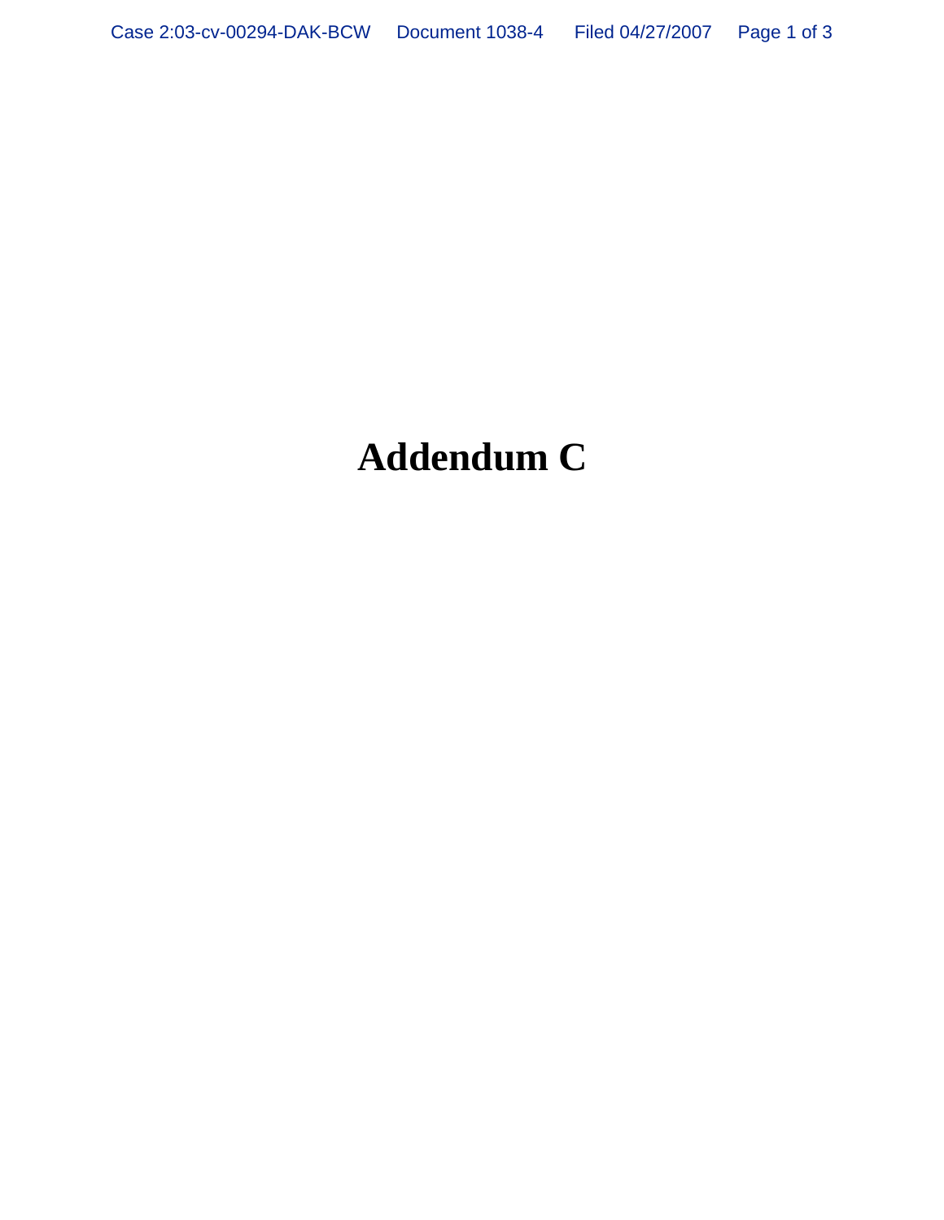# Addendum C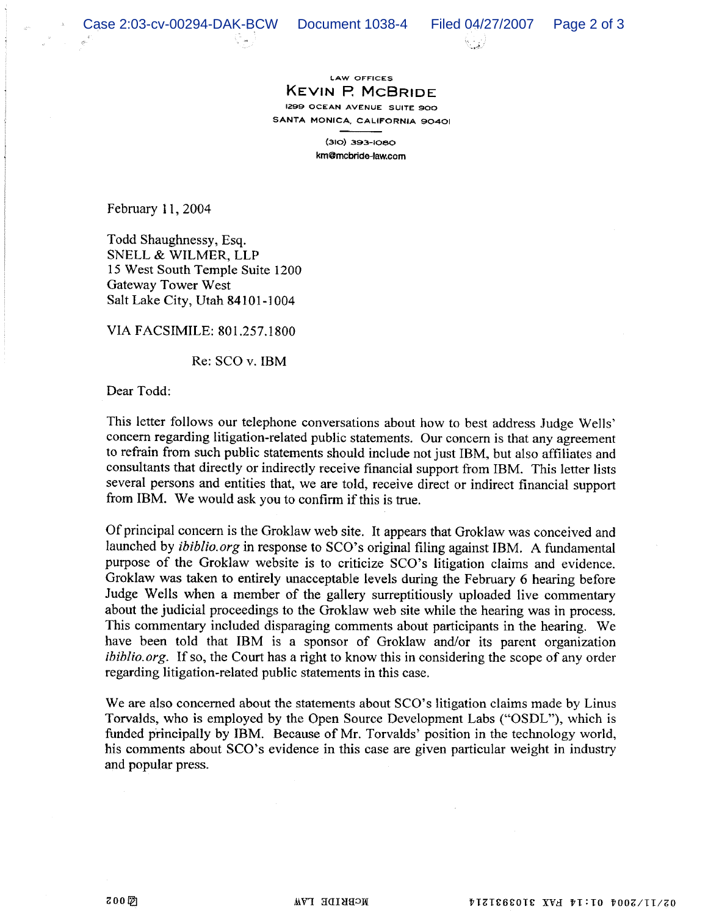LAW OFFICES

**KEVIN P. MCBRIDE**

1299 OCEAN AVENUE SUITE 900

SANTA MONICA, CALIFORNIA 90401

(310) 393-1080

km@mcbride-law.com

February 11, 2004

Todd Shaughnessy, Esq.
SNELL & WILMER, LLP
15 West South Temple Suite 1200
Gateway Tower West
Salt Lake City, Utah 84101-1004

VIA FACSIMILE: 801.257.1800

Re: SCO v. IBM

Dear Todd:

This letter follows our telephone conversations about how to best address Judge Wells' concern regarding litigation-related public statements. Our concern is that any agreement to refrain from such public statements should include not just IBM, but also affiliates and consultants that directly or indirectly receive financial support from IBM. This letter lists several persons and entities that, we are told, receive direct or indirect financial support from IBM. We would ask you to confirm if this is true.

Of principal concern is the Groklaw web site. It appears that Groklaw was conceived and launched by *ibiblio.org* in response to SCO's original filing against IBM. A fundamental purpose of the Groklaw website is to criticize SCO's litigation claims and evidence. Groklaw was taken to entirely unacceptable levels during the February 6 hearing before Judge Wells when a member of the gallery surreptitiously uploaded live commentary about the judicial proceedings to the Groklaw web site while the hearing was in process. This commentary included disparaging comments about participants in the hearing. We have been told that IBM is a sponsor of Groklaw and/or its parent organization *ibiblio.org*. If so, the Court has a right to know this in considering the scope of any order regarding litigation-related public statements in this case.

We are also concerned about the statements about SCO's litigation claims made by Linus Torvalds, who is employed by the Open Source Development Labs ("OSDL"), which is funded principally by IBM. Because of Mr. Torvalds' position in the technology world, his comments about SCO's evidence in this case are given particular weight in industry and popular press.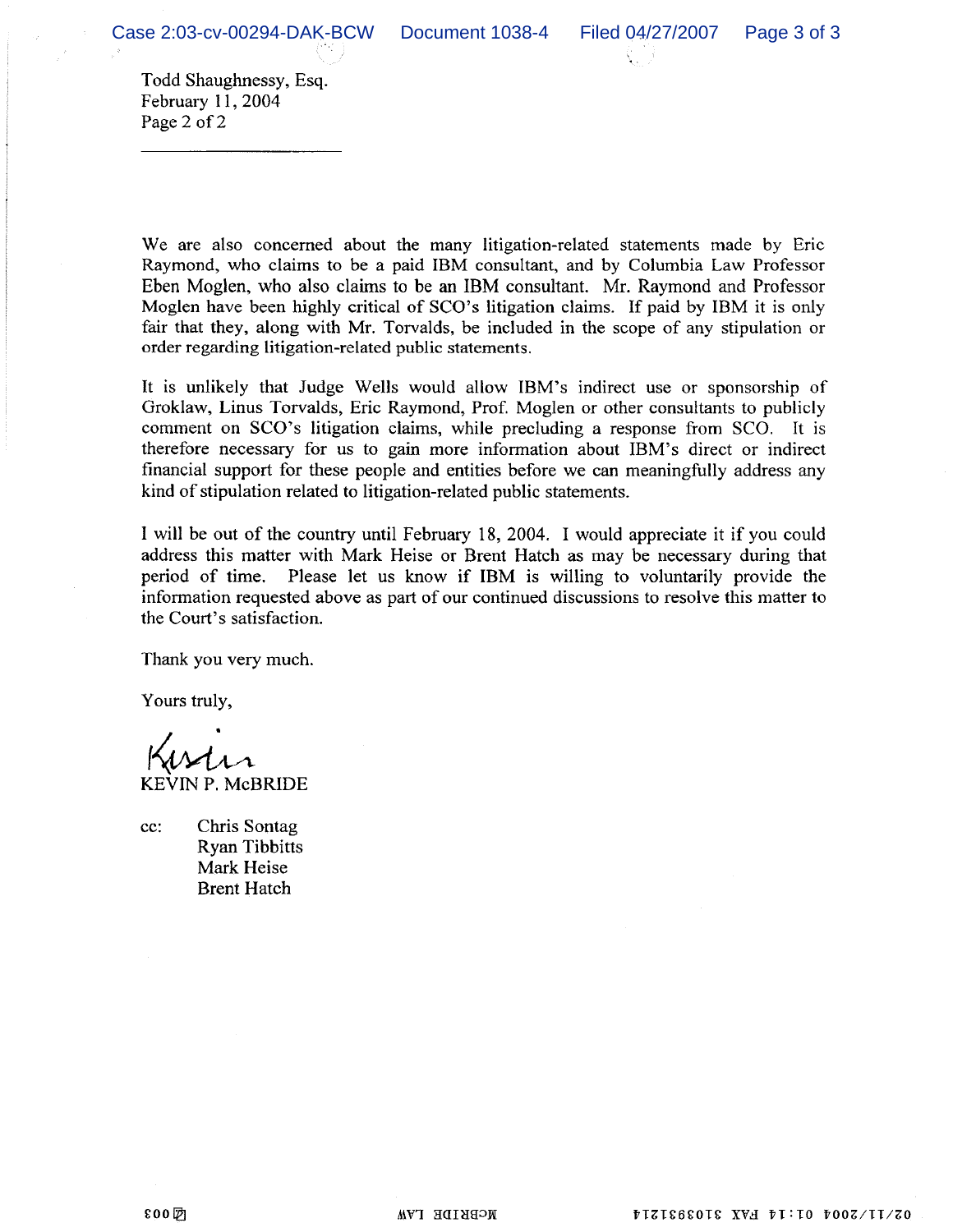Todd Shaughnessy, Esq.
February 11, 2004
Page 2 of 2

We are also concerned about the many litigation-related statements made by Eric Raymond, who claims to be a paid IBM consultant, and by Columbia Law Professor Eben Moglen, who also claims to be an IBM consultant. Mr. Raymond and Professor Moglen have been highly critical of SCO's litigation claims. If paid by IBM it is only fair that they, along with Mr. Torvalds, be included in the scope of any stipulation or order regarding litigation-related public statements.

It is unlikely that Judge Wells would allow IBM's indirect use or sponsorship of Groklaw, Linus Torvalds, Eric Raymond, Prof. Moglen or other consultants to publicly comment on SCO's litigation claims, while precluding a response from SCO. It is therefore necessary for us to gain more information about IBM's direct or indirect financial support for these people and entities before we can meaningfully address any kind of stipulation related to litigation-related public statements.

I will be out of the country until February 18, 2004. I would appreciate it if you could address this matter with Mark Heise or Brent Hatch as may be necessary during that period of time. Please let us know if IBM is willing to voluntarily provide the information requested above as part of our continued discussions to resolve this matter to the Court's satisfaction.

Thank you very much.

Yours truly,

Kevin

KEVIN P. McBRIDE

cc: Chris Sontag
Ryan Tibbitts
Mark Heise
Brent Hatch